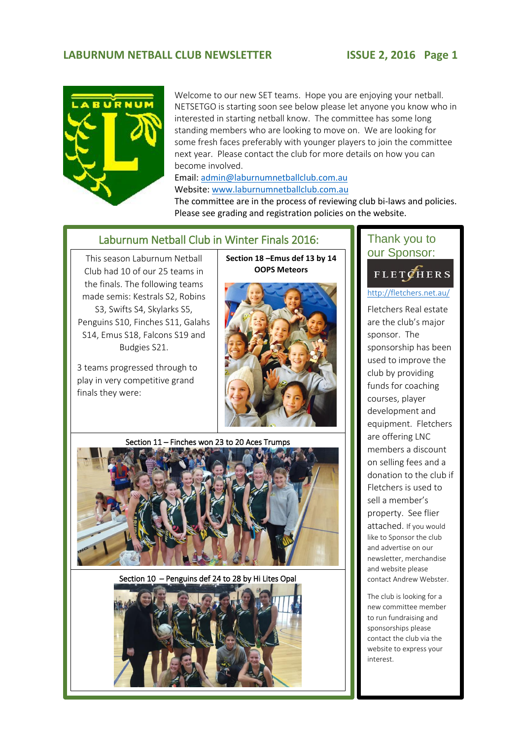# LABURNUM NETBALL CLUB NEWSLETTER

Welcome to our new SET teams. Hope you are enjoying your netball. NETSETGO is starting soon see below please let anyone you know who in interested in starting netball know. The committee has some long standing members who are looking to move on. We are looking for some fresh faces preferably with younger players to join the committee next year. Please contact the club for more details on how you can become involved.

Email: admin@laburnumnetballclub.com.au

Website: www.laburnumnetballclub.com.au

The committee are in the process of reviewing club bi-laws and policies. Please see grading and registration policies on the website.

## Laburnum Netball Club in Winter Finals 2016:

This season Laburnum Netball Club had 10 of our 25 teams in the finals. The following teams made semis: Kestrals S2, Robins S3, Swifts S4, Skylarks S5, Penguins S10, Finches S11, Galahs S14, Emus S18, Falcons S19 and Budgies S21.

3 teams progressed through to play in very competitive grand finals they were:

**Section 18 –Emus def 13 by 14 OOPS Meteors**

Section 11 – Finches won 23 to 20 Aces Trumps

Section 10 – Penguins def 24 to 28 by Hi Lites Opal

## Thank you to our Sponsor:

FLETCHERS

http://fletchers.net.au/

Fletchers Real estate are the club's major sponsor. The sponsorship has been used to improve the club by providing funds for coaching courses, player development and equipment. Fletchers are offering LNC members a discount on selling fees and a donation to the club if Fletchers is used to sell a member's property. See flier attached. If you would like to Sponsor the club and advertise on our newsletter, merchandise and website please contact Andrew Webster.

The club is looking for a new committee member to run fundraising and sponsorships please contact the club via the website to express your interest.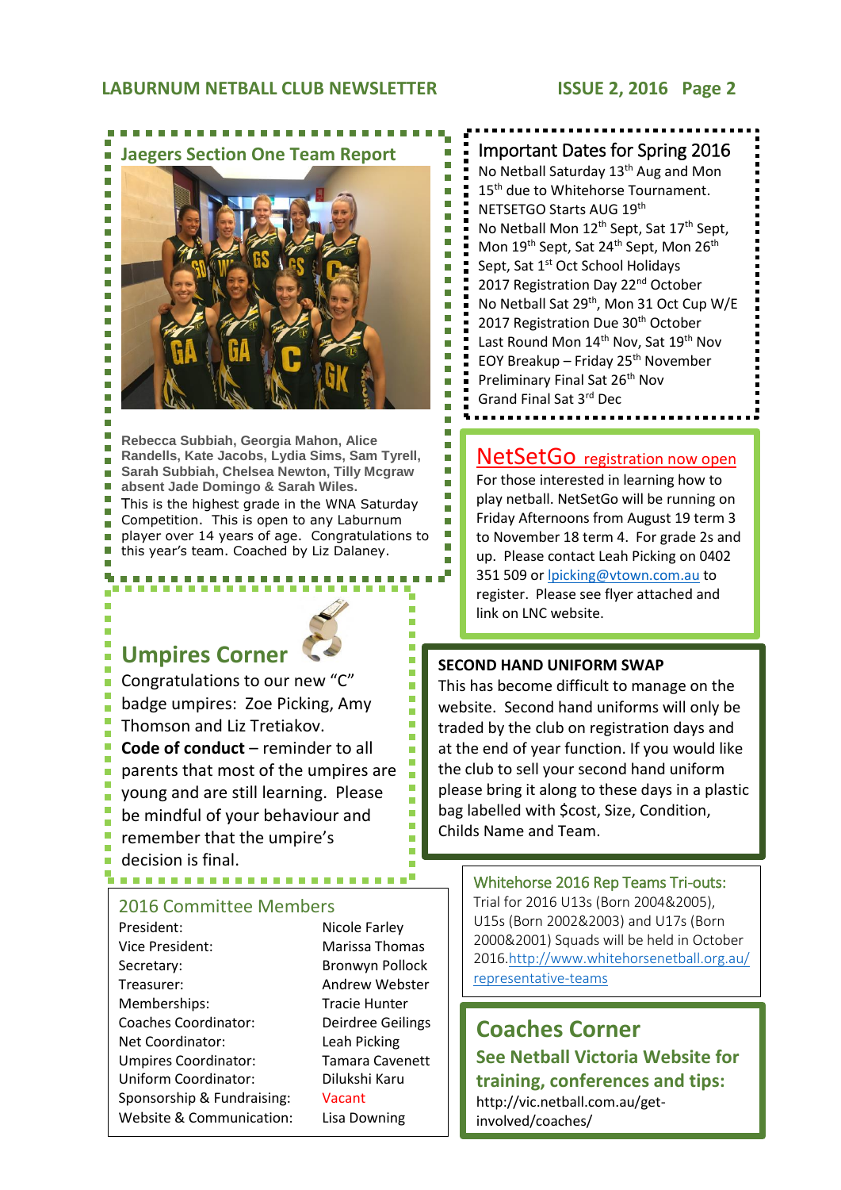## Jaegers Section One Team Report

**Rebecca Subbiah, Georgia Mahon, Alice Randells, Kate Jacobs, Lydia Sims, Sam Tyrell, Sarah Subbiah, Chelsea Newton, Tilly Mcgraw absent Jade Domingo & Sarah Wiles.**

This is the highest grade in the WNA Saturday Competition. This is open to any Laburnum player over 14 years of age. Congratulations to this year's team. Coached by Liz Dalaney.

## Umpires Corner

Congratulations to our new "C" badge umpires: Zoe Picking, Amy Thomson and Liz Tretiakov.

**Code of conduct** – reminder to all parents that most of the umpires are young and are still learning. Please be mindful of your behaviour and remember that the umpire's decision is final.

## 2016 Committee Members

| | |
|---|---|
| President: | Nicole Farley |
| Vice President: | Marissa Thomas |
| Secretary: | Bronwyn Pollock |
| Treasurer: | Andrew Webster |
| Memberships: | Tracie Hunter |
| Coaches Coordinator: | Deirdree Geilings |
| Net Coordinator: | Leah Picking |
| Umpires Coordinator: | Tamara Cavenett |
| Uniform Coordinator: | Dilukshi Karu |
| Sponsorship & Fundraising: | Vacant |
| Website & Communication: | Lisa Downing |

## Important Dates for Spring 2016

No Netball Saturday 13th Aug and Mon 15th due to Whitehorse Tournament.
NETSETGO Starts AUG 19th
No Netball Mon 12th Sept, Sat 17th Sept, Mon 19th Sept, Sat 24th Sept, Mon 26th Sept, Sat 1st Oct School Holidays
2017 Registration Day 22nd October
No Netball Sat 29th, Mon 31 Oct Cup W/E
2017 Registration Due 30th October
Last Round Mon 14th Nov, Sat 19th Nov
EOY Breakup – Friday 25th November
Preliminary Final Sat 26th Nov
Grand Final Sat 3rd Dec

## NetSetGo registration now open

For those interested in learning how to play netball. NetSetGo will be running on Friday Afternoons from August 19 term 3 to November 18 term 4. For grade 2s and up. Please contact Leah Picking on 0402 351 509 or lpicking@vtown.com.au to register. Please see flyer attached and link on LNC website.

**SECOND HAND UNIFORM SWAP**

This has become difficult to manage on the website. Second hand uniforms will only be traded by the club on registration days and at the end of year function. If you would like the club to sell your second hand uniform please bring it along to these days in a plastic bag labelled with $cost, Size, Condition, Childs Name and Team.

## Whitehorse 2016 Rep Teams Tri-outs:

Trial for 2016 U13s (Born 2004&2005), U15s (Born 2002&2003) and U17s (Born 2000&2001) Squads will be held in October 2016.http://www.whitehorsenetball.org.au/representative-teams

## Coaches Corner

**See Netball Victoria Website for training, conferences and tips:**

http://vic.netball.com.au/get-involved/coaches/